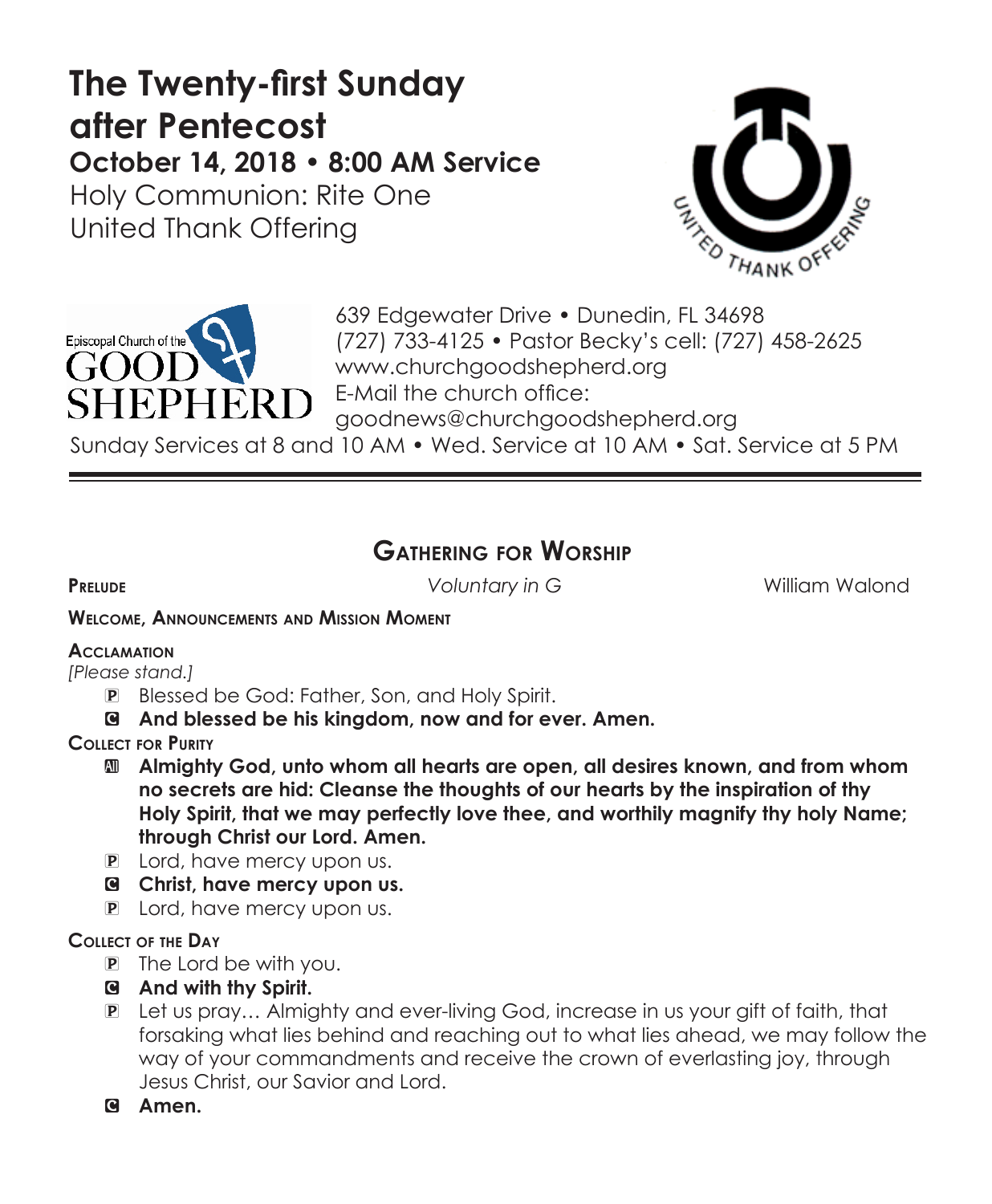# The Twenty-first Sunday after Pentecost

**October 14, 2018 • 8:00 AM Service**

Holy Communion: Rite One

United Thank Offering

Episcopal Church of the GOOD SHEPHERD

639 Edgewater Drive • Dunedin, FL 34698
(727) 733-4125 • Pastor Becky's cell: (727) 458-2625
www.churchgoodshepherd.org
E-Mail the church office:
goodnews@churchgoodshepherd.org

Sunday Services at 8 and 10 AM • Wed. Service at 10 AM • Sat. Service at 5 PM

---

## Gathering for Worship

**Prelude** *Voluntary in G* William Walond

**Welcome, Announcements and Mission Moment**

**Acclamation**

*[Please stand.]*

P Blessed be God: Father, Son, and Holy Spirit.

C **And blessed be his kingdom, now and for ever. Amen.**

**Collect for Purity**

All **Almighty God, unto whom all hearts are open, all desires known, and from whom no secrets are hid: Cleanse the thoughts of our hearts by the inspiration of thy Holy Spirit, that we may perfectly love thee, and worthily magnify thy holy Name; through Christ our Lord. Amen.**

P Lord, have mercy upon us.

C **Christ, have mercy upon us.**

P Lord, have mercy upon us.

**Collect of the Day**

P The Lord be with you.

C **And with thy Spirit.**

P Let us pray… Almighty and ever-living God, increase in us your gift of faith, that forsaking what lies behind and reaching out to what lies ahead, we may follow the way of your commandments and receive the crown of everlasting joy, through Jesus Christ, our Savior and Lord.

C **Amen.**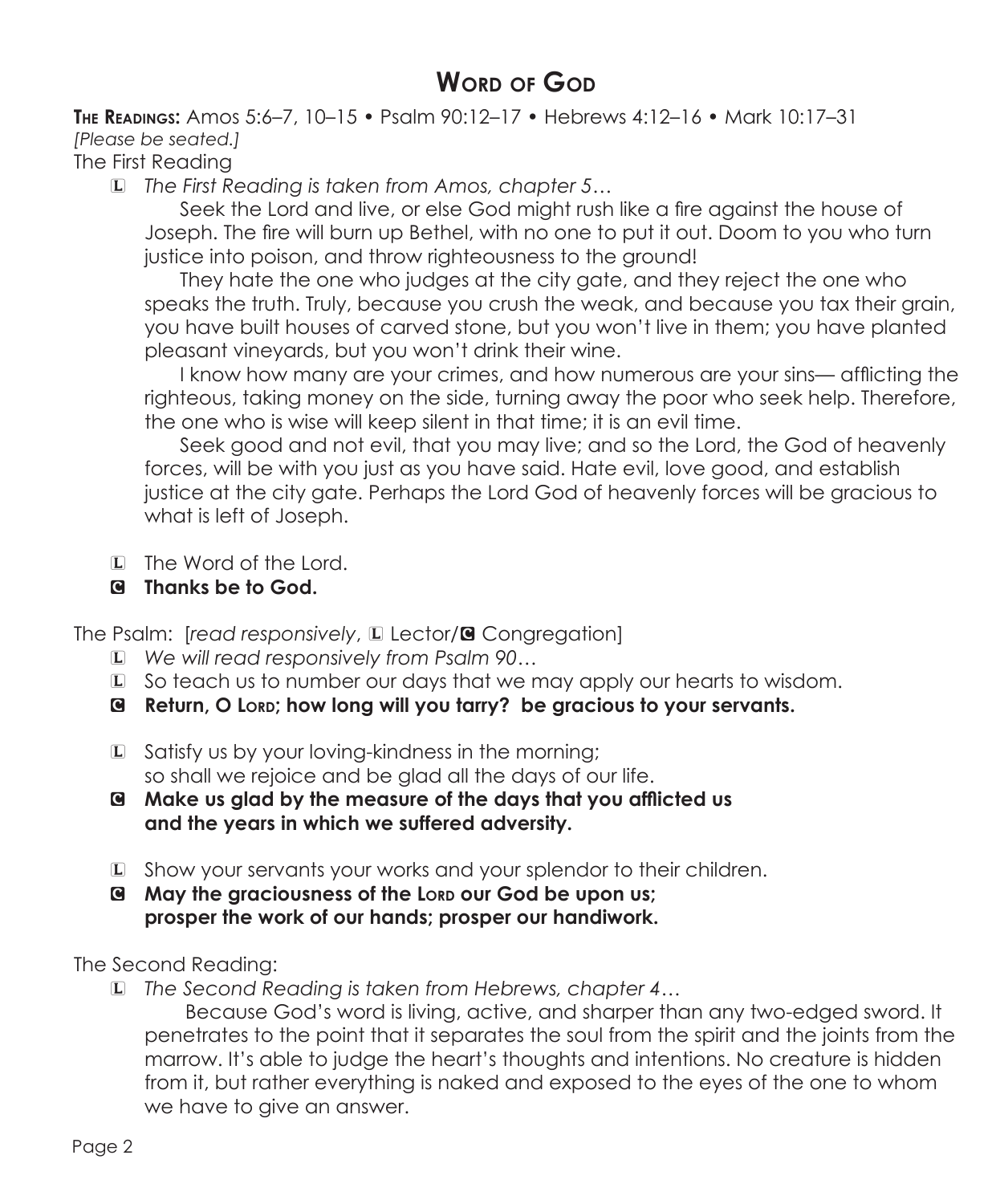# Word of God

**The Readings:** Amos 5:6–7, 10–15 • Psalm 90:12–17 • Hebrews 4:12–16 • Mark 10:17–31

*[Please be seated.]*

The First Reading

L *The First Reading is taken from Amos, chapter 5…*

Seek the Lord and live, or else God might rush like a fire against the house of Joseph. The fire will burn up Bethel, with no one to put it out. Doom to you who turn justice into poison, and throw righteousness to the ground!

They hate the one who judges at the city gate, and they reject the one who speaks the truth. Truly, because you crush the weak, and because you tax their grain, you have built houses of carved stone, but you won't live in them; you have planted pleasant vineyards, but you won't drink their wine.

I know how many are your crimes, and how numerous are your sins— afflicting the righteous, taking money on the side, turning away the poor who seek help. Therefore, the one who is wise will keep silent in that time; it is an evil time.

Seek good and not evil, that you may live; and so the Lord, the God of heavenly forces, will be with you just as you have said. Hate evil, love good, and establish justice at the city gate. Perhaps the Lord God of heavenly forces will be gracious to what is left of Joseph.

L The Word of the Lord.

**C Thanks be to God.**

The Psalm: [*read responsively*, L Lector/C Congregation]

L *We will read responsively from Psalm 90…*

L So teach us to number our days that we may apply our hearts to wisdom.

**C Return, O Lord; how long will you tarry? be gracious to your servants.**

L Satisfy us by your loving-kindness in the morning;
so shall we rejoice and be glad all the days of our life.

**C Make us glad by the measure of the days that you afflicted us
and the years in which we suffered adversity.**

L Show your servants your works and your splendor to their children.

**C May the graciousness of the Lord our God be upon us;
prosper the work of our hands; prosper our handiwork.**

The Second Reading:

L *The Second Reading is taken from Hebrews, chapter 4…*

Because God's word is living, active, and sharper than any two-edged sword. It penetrates to the point that it separates the soul from the spirit and the joints from the marrow. It's able to judge the heart's thoughts and intentions. No creature is hidden from it, but rather everything is naked and exposed to the eyes of the one to whom we have to give an answer.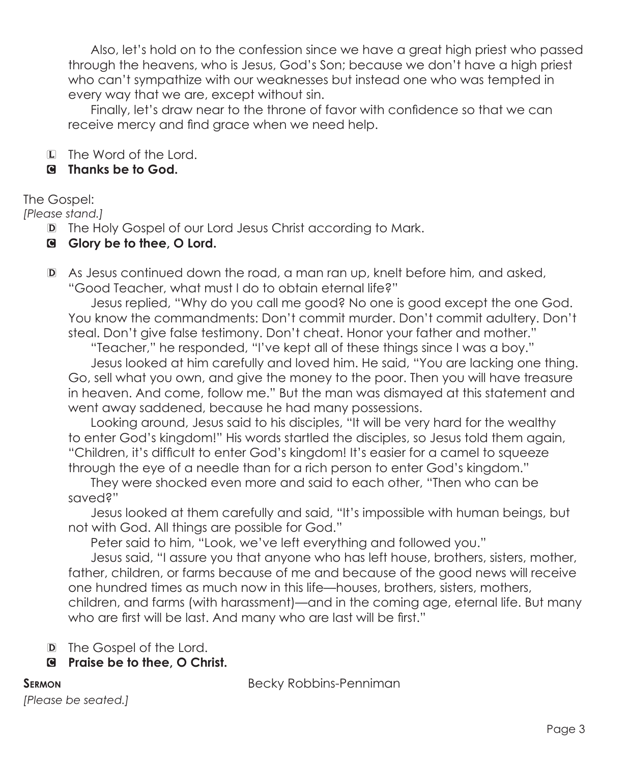Also, let's hold on to the confession since we have a great high priest who passed through the heavens, who is Jesus, God's Son; because we don't have a high priest who can't sympathize with our weaknesses but instead one who was tempted in every way that we are, except without sin.

Finally, let's draw near to the throne of favor with confidence so that we can receive mercy and find grace when we need help.

L The Word of the Lord.

C **Thanks be to God.**

The Gospel:

*[Please stand.]*

D The Holy Gospel of our Lord Jesus Christ according to Mark.

C **Glory be to thee, O Lord.**

D As Jesus continued down the road, a man ran up, knelt before him, and asked, "Good Teacher, what must I do to obtain eternal life?"

Jesus replied, "Why do you call me good? No one is good except the one God. You know the commandments: Don't commit murder. Don't commit adultery. Don't steal. Don't give false testimony. Don't cheat. Honor your father and mother."

"Teacher," he responded, "I've kept all of these things since I was a boy."

Jesus looked at him carefully and loved him. He said, "You are lacking one thing. Go, sell what you own, and give the money to the poor. Then you will have treasure in heaven. And come, follow me." But the man was dismayed at this statement and went away saddened, because he had many possessions.

Looking around, Jesus said to his disciples, "It will be very hard for the wealthy to enter God's kingdom!" His words startled the disciples, so Jesus told them again, "Children, it's difficult to enter God's kingdom! It's easier for a camel to squeeze through the eye of a needle than for a rich person to enter God's kingdom."

They were shocked even more and said to each other, "Then who can be saved?"

Jesus looked at them carefully and said, "It's impossible with human beings, but not with God. All things are possible for God."

Peter said to him, "Look, we've left everything and followed you."

Jesus said, "I assure you that anyone who has left house, brothers, sisters, mother, father, children, or farms because of me and because of the good news will receive one hundred times as much now in this life—houses, brothers, sisters, mothers, children, and farms (with harassment)—and in the coming age, eternal life. But many who are first will be last. And many who are last will be first."

D The Gospel of the Lord.

C **Praise be to thee, O Christ.**

**Sermon** Becky Robbins-Penniman

*[Please be seated.]*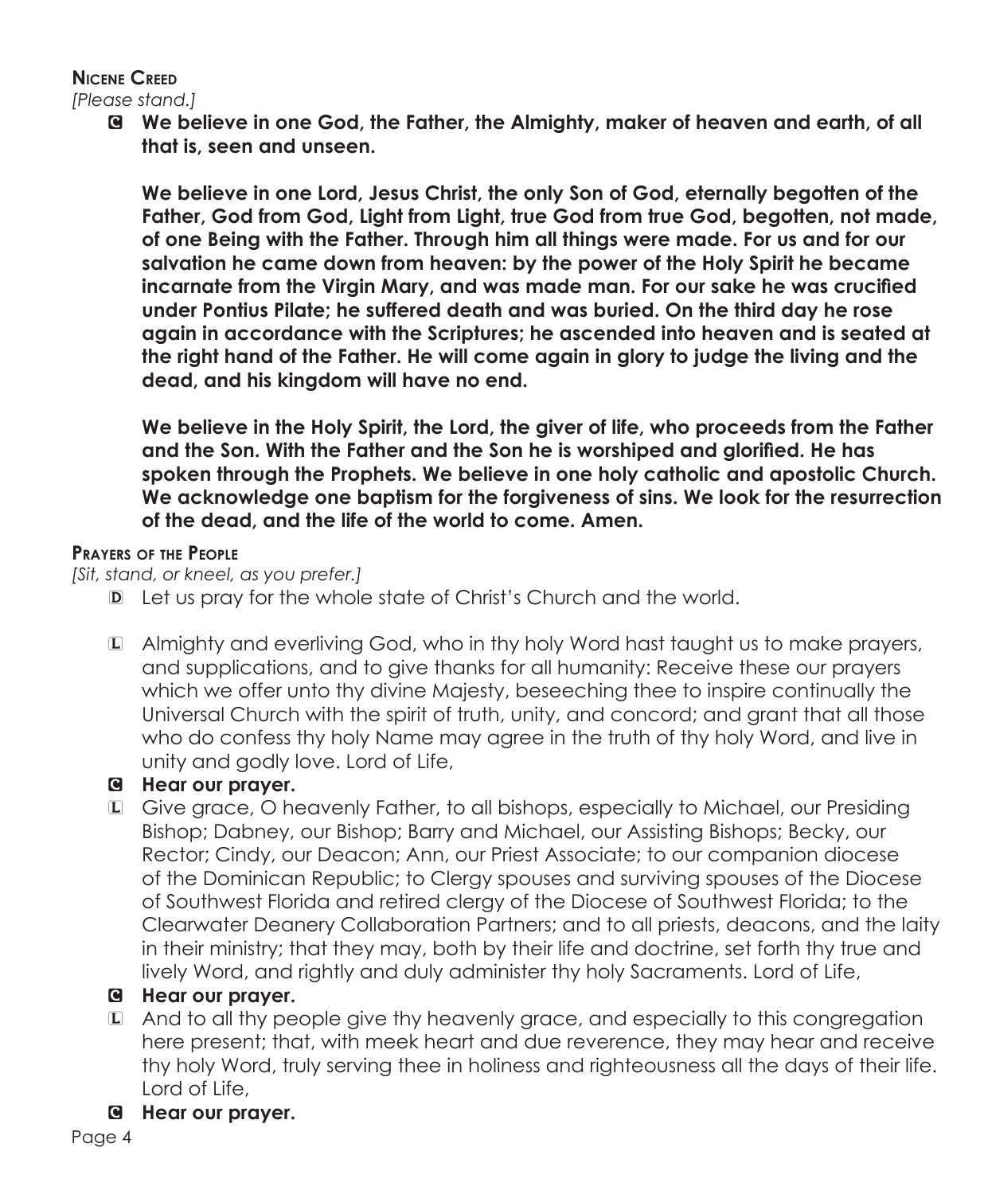## Nicene Creed

*[Please stand.]*

**C We believe in one God, the Father, the Almighty, maker of heaven and earth, of all that is, seen and unseen.**

**We believe in one Lord, Jesus Christ, the only Son of God, eternally begotten of the Father, God from God, Light from Light, true God from true God, begotten, not made, of one Being with the Father. Through him all things were made. For us and for our salvation he came down from heaven: by the power of the Holy Spirit he became incarnate from the Virgin Mary, and was made man. For our sake he was crucified under Pontius Pilate; he suffered death and was buried. On the third day he rose again in accordance with the Scriptures; he ascended into heaven and is seated at the right hand of the Father. He will come again in glory to judge the living and the dead, and his kingdom will have no end.**

**We believe in the Holy Spirit, the Lord, the giver of life, who proceeds from the Father and the Son. With the Father and the Son he is worshiped and glorified. He has spoken through the Prophets. We believe in one holy catholic and apostolic Church. We acknowledge one baptism for the forgiveness of sins. We look for the resurrection of the dead, and the life of the world to come. Amen.**

## Prayers of the People

*[Sit, stand, or kneel, as you prefer.]*

D Let us pray for the whole state of Christ's Church and the world.

L Almighty and everliving God, who in thy holy Word hast taught us to make prayers, and supplications, and to give thanks for all humanity: Receive these our prayers which we offer unto thy divine Majesty, beseeching thee to inspire continually the Universal Church with the spirit of truth, unity, and concord; and grant that all those who do confess thy holy Name may agree in the truth of thy holy Word, and live in unity and godly love. Lord of Life,

**C Hear our prayer.**

L Give grace, O heavenly Father, to all bishops, especially to Michael, our Presiding Bishop; Dabney, our Bishop; Barry and Michael, our Assisting Bishops; Becky, our Rector; Cindy, our Deacon; Ann, our Priest Associate; to our companion diocese of the Dominican Republic; to Clergy spouses and surviving spouses of the Diocese of Southwest Florida and retired clergy of the Diocese of Southwest Florida; to the Clearwater Deanery Collaboration Partners; and to all priests, deacons, and the laity in their ministry; that they may, both by their life and doctrine, set forth thy true and lively Word, and rightly and duly administer thy holy Sacraments. Lord of Life,

**C Hear our prayer.**

L And to all thy people give thy heavenly grace, and especially to this congregation here present; that, with meek heart and due reverence, they may hear and receive thy holy Word, truly serving thee in holiness and righteousness all the days of their life. Lord of Life,

**C Hear our prayer.**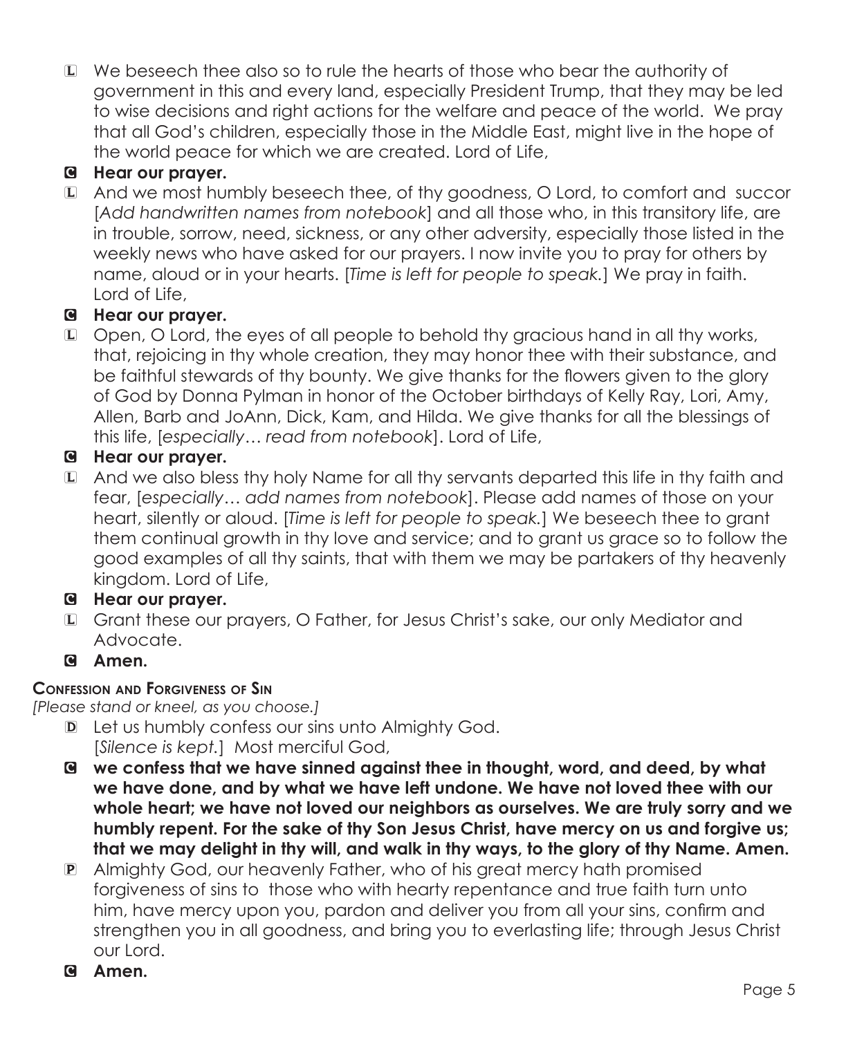L We beseech thee also so to rule the hearts of those who bear the authority of government in this and every land, especially President Trump, that they may be led to wise decisions and right actions for the welfare and peace of the world. We pray that all God's children, especially those in the Middle East, might live in the hope of the world peace for which we are created. Lord of Life,

C **Hear our prayer.**

L And we most humbly beseech thee, of thy goodness, O Lord, to comfort and succor [*Add handwritten names from notebook*] and all those who, in this transitory life, are in trouble, sorrow, need, sickness, or any other adversity, especially those listed in the weekly news who have asked for our prayers. I now invite you to pray for others by name, aloud or in your hearts. [*Time is left for people to speak.*] We pray in faith. Lord of Life,

C **Hear our prayer.**

L Open, O Lord, the eyes of all people to behold thy gracious hand in all thy works, that, rejoicing in thy whole creation, they may honor thee with their substance, and be faithful stewards of thy bounty. We give thanks for the flowers given to the glory of God by Donna Pylman in honor of the October birthdays of Kelly Ray, Lori, Amy, Allen, Barb and JoAnn, Dick, Kam, and Hilda. We give thanks for all the blessings of this life, [*especially… read from notebook*]. Lord of Life,

C **Hear our prayer.**

L And we also bless thy holy Name for all thy servants departed this life in thy faith and fear, [*especially… add names from notebook*]. Please add names of those on your heart, silently or aloud. [*Time is left for people to speak.*] We beseech thee to grant them continual growth in thy love and service; and to grant us grace so to follow the good examples of all thy saints, that with them we may be partakers of thy heavenly kingdom. Lord of Life,

C **Hear our prayer.**

L Grant these our prayers, O Father, for Jesus Christ's sake, our only Mediator and Advocate.

C **Amen.**

### Confession and Forgiveness of Sin

*[Please stand or kneel, as you choose.]*

D Let us humbly confess our sins unto Almighty God.
[*Silence is kept.*] Most merciful God,

C **we confess that we have sinned against thee in thought, word, and deed, by what we have done, and by what we have left undone. We have not loved thee with our whole heart; we have not loved our neighbors as ourselves. We are truly sorry and we humbly repent. For the sake of thy Son Jesus Christ, have mercy on us and forgive us; that we may delight in thy will, and walk in thy ways, to the glory of thy Name. Amen.**

P Almighty God, our heavenly Father, who of his great mercy hath promised forgiveness of sins to those who with hearty repentance and true faith turn unto him, have mercy upon you, pardon and deliver you from all your sins, confirm and strengthen you in all goodness, and bring you to everlasting life; through Jesus Christ our Lord.

C **Amen.**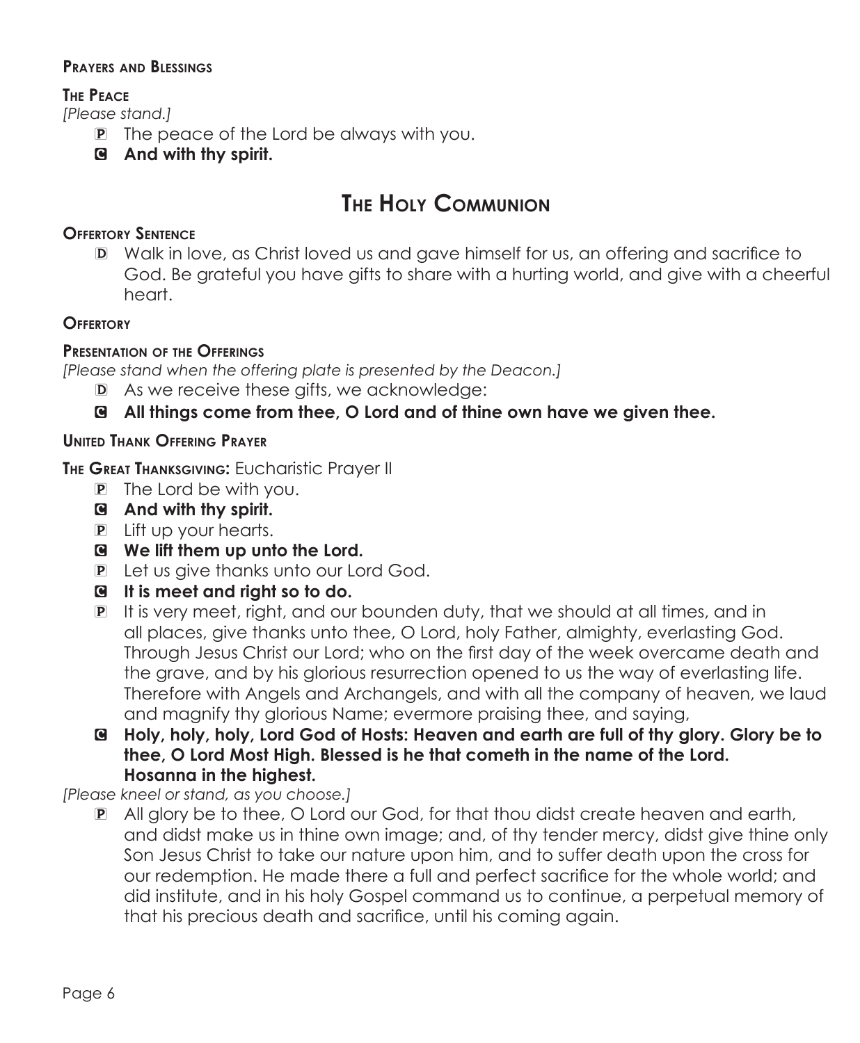**Prayers and Blessings**

**The Peace**

*[Please stand.]*

P The peace of the Lord be always with you.

C **And with thy spirit.**

# The Holy Communion

**Offertory Sentence**

D Walk in love, as Christ loved us and gave himself for us, an offering and sacrifice to God. Be grateful you have gifts to share with a hurting world, and give with a cheerful heart.

**Offertory**

**Presentation of the Offerings**

*[Please stand when the offering plate is presented by the Deacon.]*

D As we receive these gifts, we acknowledge:

C **All things come from thee, O Lord and of thine own have we given thee.**

**United Thank Offering Prayer**

**The Great Thanksgiving:** Eucharistic Prayer II

P The Lord be with you.

C **And with thy spirit.**

P Lift up your hearts.

C **We lift them up unto the Lord.**

P Let us give thanks unto our Lord God.

C **It is meet and right so to do.**

P It is very meet, right, and our bounden duty, that we should at all times, and in all places, give thanks unto thee, O Lord, holy Father, almighty, everlasting God. Through Jesus Christ our Lord; who on the first day of the week overcame death and the grave, and by his glorious resurrection opened to us the way of everlasting life. Therefore with Angels and Archangels, and with all the company of heaven, we laud and magnify thy glorious Name; evermore praising thee, and saying,

C **Holy, holy, holy, Lord God of Hosts: Heaven and earth are full of thy glory. Glory be to thee, O Lord Most High. Blessed is he that cometh in the name of the Lord. Hosanna in the highest.**

*[Please kneel or stand, as you choose.]*

P All glory be to thee, O Lord our God, for that thou didst create heaven and earth, and didst make us in thine own image; and, of thy tender mercy, didst give thine only Son Jesus Christ to take our nature upon him, and to suffer death upon the cross for our redemption. He made there a full and perfect sacrifice for the whole world; and did institute, and in his holy Gospel command us to continue, a perpetual memory of that his precious death and sacrifice, until his coming again.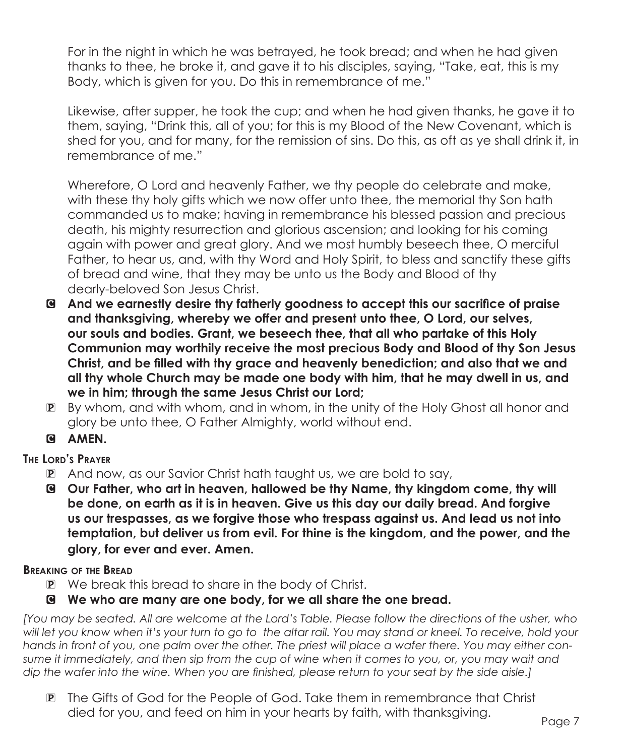For in the night in which he was betrayed, he took bread; and when he had given thanks to thee, he broke it, and gave it to his disciples, saying, "Take, eat, this is my Body, which is given for you. Do this in remembrance of me."

Likewise, after supper, he took the cup; and when he had given thanks, he gave it to them, saying, "Drink this, all of you; for this is my Blood of the New Covenant, which is shed for you, and for many, for the remission of sins. Do this, as oft as ye shall drink it, in remembrance of me."

Wherefore, O Lord and heavenly Father, we thy people do celebrate and make, with these thy holy gifts which we now offer unto thee, the memorial thy Son hath commanded us to make; having in remembrance his blessed passion and precious death, his mighty resurrection and glorious ascension; and looking for his coming again with power and great glory. And we most humbly beseech thee, O merciful Father, to hear us, and, with thy Word and Holy Spirit, to bless and sanctify these gifts of bread and wine, that they may be unto us the Body and Blood of thy dearly-beloved Son Jesus Christ.

**C And we earnestly desire thy fatherly goodness to accept this our sacrifice of praise and thanksgiving, whereby we offer and present unto thee, O Lord, our selves, our souls and bodies. Grant, we beseech thee, that all who partake of this Holy Communion may worthily receive the most precious Body and Blood of thy Son Jesus Christ, and be filled with thy grace and heavenly benediction; and also that we and all thy whole Church may be made one body with him, that he may dwell in us, and we in him; through the same Jesus Christ our Lord;**

P By whom, and with whom, and in whom, in the unity of the Holy Ghost all honor and glory be unto thee, O Father Almighty, world without end.

**C AMEN.**

**The Lord's Prayer**

P And now, as our Savior Christ hath taught us, we are bold to say,

**C Our Father, who art in heaven, hallowed be thy Name, thy kingdom come, thy will be done, on earth as it is in heaven. Give us this day our daily bread. And forgive us our trespasses, as we forgive those who trespass against us. And lead us not into temptation, but deliver us from evil. For thine is the kingdom, and the power, and the glory, for ever and ever. Amen.**

**Breaking of the Bread**

P We break this bread to share in the body of Christ.

**C We who are many are one body, for we all share the one bread.**

*[You may be seated. All are welcome at the Lord's Table. Please follow the directions of the usher, who will let you know when it's your turn to go to the altar rail. You may stand or kneel. To receive, hold your hands in front of you, one palm over the other. The priest will place a wafer there. You may either consume it immediately, and then sip from the cup of wine when it comes to you, or, you may wait and dip the wafer into the wine. When you are finished, please return to your seat by the side aisle.]*

P The Gifts of God for the People of God. Take them in remembrance that Christ died for you, and feed on him in your hearts by faith, with thanksgiving.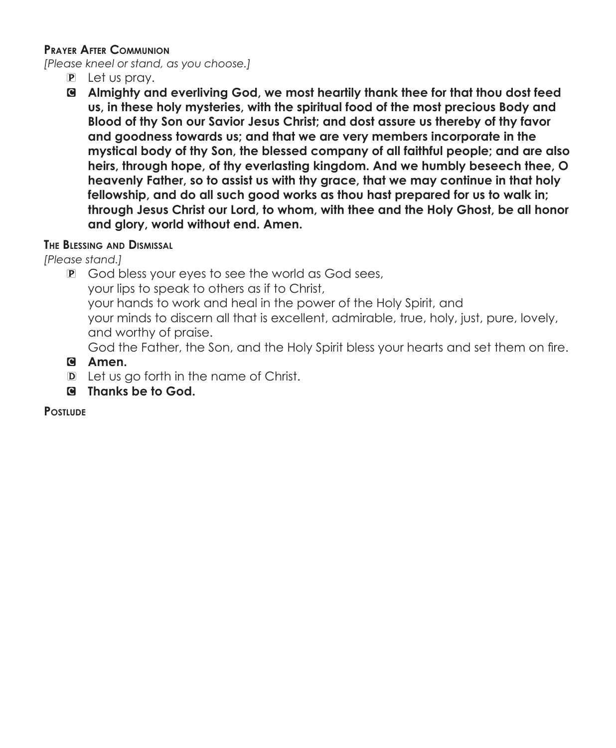### Prayer After Communion

*[Please kneel or stand, as you choose.]*

P Let us pray.

C **Almighty and everliving God, we most heartily thank thee for that thou dost feed us, in these holy mysteries, with the spiritual food of the most precious Body and Blood of thy Son our Savior Jesus Christ; and dost assure us thereby of thy favor and goodness towards us; and that we are very members incorporate in the mystical body of thy Son, the blessed company of all faithful people; and are also heirs, through hope, of thy everlasting kingdom. And we humbly beseech thee, O heavenly Father, so to assist us with thy grace, that we may continue in that holy fellowship, and do all such good works as thou hast prepared for us to walk in; through Jesus Christ our Lord, to whom, with thee and the Holy Ghost, be all honor and glory, world without end. Amen.**

### The Blessing and Dismissal

*[Please stand.]*

P God bless your eyes to see the world as God sees,
your lips to speak to others as if to Christ,
your hands to work and heal in the power of the Holy Spirit, and
your minds to discern all that is excellent, admirable, true, holy, just, pure, lovely, and worthy of praise.
God the Father, the Son, and the Holy Spirit bless your hearts and set them on fire.

C **Amen.**

D Let us go forth in the name of Christ.

C **Thanks be to God.**

### Postlude